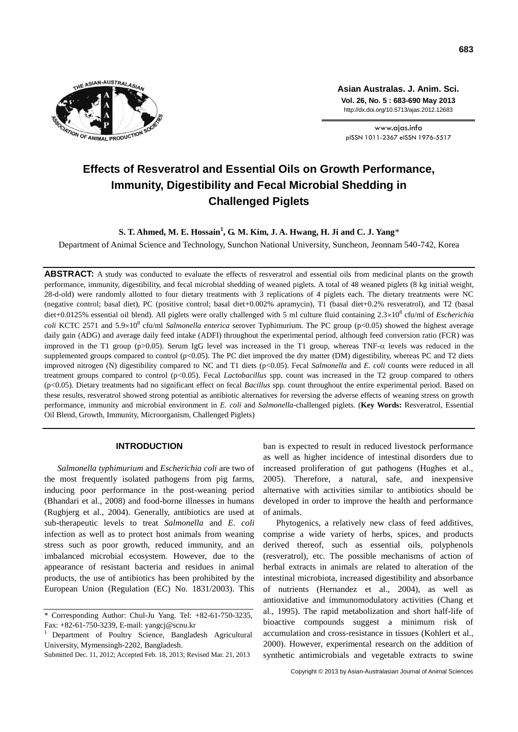# Effects of Resveratrol and Essential Oils on Growth Performance, Immunity, Digestibility and Fecal Microbial Shedding in Challenged Piglets

**S. T. Ahmed, M. E. Hossain[1], G. M. Kim, J. A. Hwang, H. Ji and C. J. Yang***

Department of Animal Science and Technology, Sunchon National University, Suncheon, Jeonnam 540-742, Korea

**ABSTRACT:** A study was conducted to evaluate the effects of resveratrol and essential oils from medicinal plants on the growth performance, immunity, digestibility, and fecal microbial shedding of weaned piglets. A total of 48 weaned piglets (8 kg initial weight, 28-d-old) were randomly allotted to four dietary treatments with 3 replications of 4 piglets each. The dietary treatments were NC (negative control; basal diet), PC (positive control; basal diet+0.002% apramycin), T1 (basal diet+0.2% resveratrol), and T2 (basal diet+0.0125% essential oil blend). All piglets were orally challenged with 5 ml culture fluid containing $2.3\times10^8$ cfu/ml of *Escherichia coli* KCTC 2571 and $5.9\times10^8$ cfu/ml *Salmonella enterica* serover Typhimurium. The PC group ($p<0.05$) showed the highest average daily gain (ADG) and average daily feed intake (ADFI) throughout the experimental period, although feed conversion ratio (FCR) was improved in the T1 group ($p>0.05$). Serum IgG level was increased in the T1 group, whereas TNF-$\alpha$ levels was reduced in the supplemented groups compared to control ($p<0.05$). The PC diet improved the dry matter (DM) digestibility, whereas PC and T2 diets improved nitrogen (N) digestibility compared to NC and T1 diets ($p<0.05$). Fecal *Salmonella* and *E. coli* counts were reduced in all treatment groups compared to control ($p<0.05$). Fecal *Lactobacillus* spp. count was increased in the T2 group compared to others ($p<0.05$). Dietary treatments had no significant effect on fecal *Bacillus* spp. count throughout the entire experimental period. Based on these results, resveratrol showed strong potential as antibiotic alternatives for reversing the adverse effects of weaning stress on growth performance, immunity and microbial environment in *E. coli* and *Salmonella*-challenged piglets. (**Key Words:** Resveratrol, Essential Oil Blend, Growth, Immunity, Microorganism, Challenged Piglets)

## INTRODUCTION

*Salmonella typhimurium* and *Escherichia coli* are two of the most frequently isolated pathogens from pig farms, inducing poor performance in the post-weaning period (Bhandari et al., 2008) and food-borne illnesses in humans (Rugbjerg et al., 2004). Generally, antibiotics are used at sub-therapeutic levels to treat *Salmonella* and *E. coli* infection as well as to protect host animals from weaning stress such as poor growth, reduced immunity, and an imbalanced microbial ecosystem. However, due to the appearance of resistant bacteria and residues in animal products, the use of antibiotics has been prohibited by the European Union (Regulation (EC) No. 1831/2003). This ban is expected to result in reduced livestock performance as well as higher incidence of intestinal disorders due to increased proliferation of gut pathogens (Hughes et al., 2005). Therefore, a natural, safe, and inexpensive alternative with activities similar to antibiotics should be developed in order to improve the health and performance of animals.

Phytogenics, a relatively new class of feed additives, comprise a wide variety of herbs, spices, and products derived thereof, such as essential oils, polyphenols (resveratrol), etc. The possible mechanisms of action of herbal extracts in animals are related to alteration of the intestinal microbiota, increased digestibility and absorbance of nutrients (Hernandez et al., 2004), as well as antioxidative and immunomodulatory activities (Chang et al., 1995). The rapid metabolization and short half-life of bioactive compounds suggest a minimum risk of accumulation and cross-resistance in tissues (Kohlert et al., 2000). However, experimental research on the addition of synthetic antimicrobials and vegetable extracts to swine

\* Corresponding Author: Chul-Ju Yang. Tel: +82-61-750-3235, Fax: +82-61-750-3239, E-mail: yangcj@scnu.kr

[1] Department of Poultry Science, Bangladesh Agricultural University, Mymensingh-2202, Bangladesh.

Submitted Dec. 11, 2012; Accepted Feb. 18, 2013; Revised Mar. 21, 2013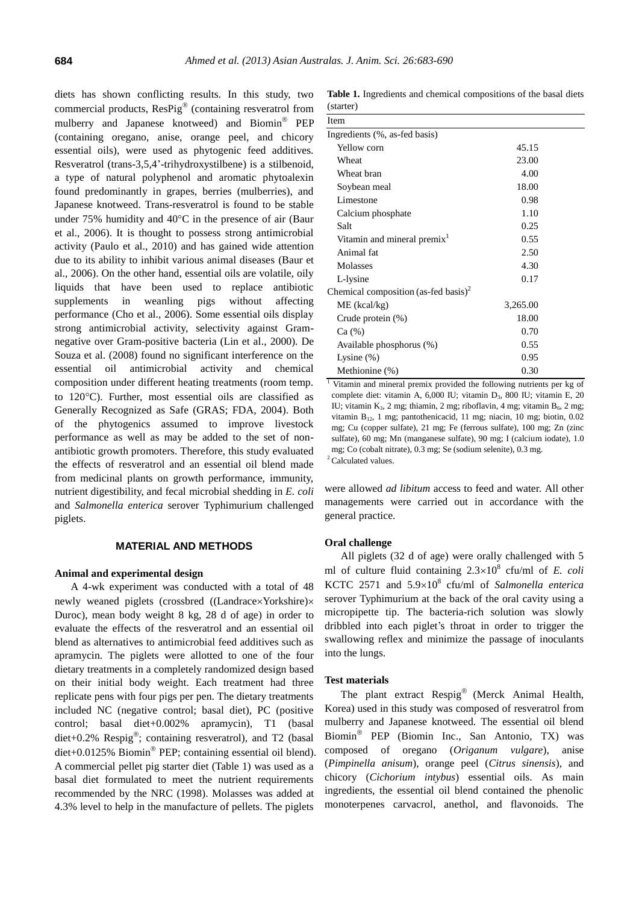diets has shown conflicting results. In this study, two commercial products, ResPig® (containing resveratrol from mulberry and Japanese knotweed) and Biomin® PEP (containing oregano, anise, orange peel, and chicory essential oils), were used as phytogenic feed additives. Resveratrol (trans-3,5,4'-trihydroxystilbene) is a stilbenoid, a type of natural polyphenol and aromatic phytoalexin found predominantly in grapes, berries (mulberries), and Japanese knotweed. Trans-resveratrol is found to be stable under 75% humidity and 40°C in the presence of air (Baur et al., 2006). It is thought to possess strong antimicrobial activity (Paulo et al., 2010) and has gained wide attention due to its ability to inhibit various animal diseases (Baur et al., 2006). On the other hand, essential oils are volatile, oily liquids that have been used to replace antibiotic supplements in weanling pigs without affecting performance (Cho et al., 2006). Some essential oils display strong antimicrobial activity, selectivity against Gram-negative over Gram-positive bacteria (Lin et al., 2000). De Souza et al. (2008) found no significant interference on the essential oil antimicrobial activity and chemical composition under different heating treatments (room temp. to 120°C). Further, most essential oils are classified as Generally Recognized as Safe (GRAS; FDA, 2004). Both of the phytogenics assumed to improve livestock performance as well as may be added to the set of non-antibiotic growth promoters. Therefore, this study evaluated the effects of resveratrol and an essential oil blend made from medicinal plants on growth performance, immunity, nutrient digestibility, and fecal microbial shedding in *E. coli* and *Salmonella enterica* serover Typhimurium challenged piglets.

## MATERIAL AND METHODS

### Animal and experimental design

A 4-wk experiment was conducted with a total of 48 newly weaned piglets (crossbred ((Landrace×Yorkshire)× Duroc), mean body weight 8 kg, 28 d of age) in order to evaluate the effects of the resveratrol and an essential oil blend as alternatives to antimicrobial feed additives such as apramycin. The piglets were allotted to one of the four dietary treatments in a completely randomized design based on their initial body weight. Each treatment had three replicate pens with four pigs per pen. The dietary treatments included NC (negative control; basal diet), PC (positive control; basal diet+0.002% apramycin), T1 (basal diet+0.2% Respig®; containing resveratrol), and T2 (basal diet+0.0125% Biomin® PEP; containing essential oil blend). A commercial pellet pig starter diet (Table 1) was used as a basal diet formulated to meet the nutrient requirements recommended by the NRC (1998). Molasses was added at 4.3% level to help in the manufacture of pellets. The piglets were allowed *ad libitum* access to feed and water. All other managements were carried out in accordance with the general practice.

**Table 1.** Ingredients and chemical compositions of the basal diets (starter)

| Item | |
|---|---|
| Ingredients (%, as-fed basis) | |
| Yellow corn | 45.15 |
| Wheat | 23.00 |
| Wheat bran | 4.00 |
| Soybean meal | 18.00 |
| Limestone | 0.98 |
| Calcium phosphate | 1.10 |
| Salt | 0.25 |
| Vitamin and mineral premix[1] | 0.55 |
| Animal fat | 2.50 |
| Molasses | 4.30 |
| L-lysine | 0.17 |
| Chemical composition (as-fed basis)[2] | |
| ME (kcal/kg) | 3,265.00 |
| Crude protein (%) | 18.00 |
| Ca (%) | 0.70 |
| Available phosphorus (%) | 0.55 |
| Lysine (%) | 0.95 |
| Methionine (%) | 0.30 |

[1] Vitamin and mineral premix provided the following nutrients per kg of complete diet: vitamin A, 6,000 IU; vitamin $D_3$, 800 IU; vitamin E, 20 IU; vitamin $K_3$, 2 mg; thiamin, 2 mg; riboflavin, 4 mg; vitamin $B_6$, 2 mg; vitamin $B_{12}$, 1 mg; pantothenicacid, 11 mg; niacin, 10 mg; biotin, 0.02 mg; Cu (copper sulfate), 21 mg; Fe (ferrous sulfate), 100 mg; Zn (zinc sulfate), 60 mg; Mn (manganese sulfate), 90 mg; I (calcium iodate), 1.0 mg; Co (cobalt nitrate), 0.3 mg; Se (sodium selenite), 0.3 mg.

[2] Calculated values.

### Oral challenge

All piglets (32 d of age) were orally challenged with 5 ml of culture fluid containing $2.3\times10^8$ cfu/ml of *E. coli* KCTC 2571 and $5.9\times10^8$ cfu/ml of *Salmonella enterica* serover Typhimurium at the back of the oral cavity using a micropipette tip. The bacteria-rich solution was slowly dribbled into each piglet's throat in order to trigger the swallowing reflex and minimize the passage of inoculants into the lungs.

### Test materials

The plant extract Respig® (Merck Animal Health, Korea) used in this study was composed of resveratrol from mulberry and Japanese knotweed. The essential oil blend Biomin® PEP (Biomin Inc., San Antonio, TX) was composed of oregano (*Origanum vulgare*), anise (*Pimpinella anisum*), orange peel (*Citrus sinensis*), and chicory (*Cichorium intybus*) essential oils. As main ingredients, the essential oil blend contained the phenolic monoterpenes carvacrol, anethol, and flavonoids. The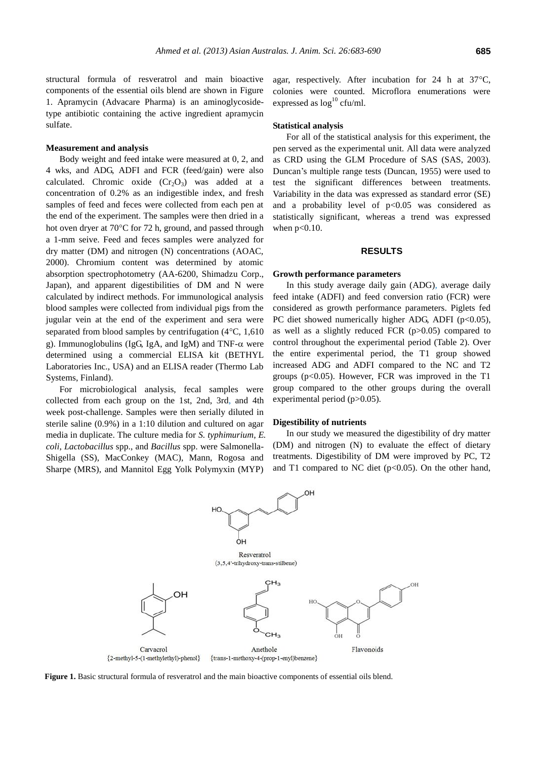structural formula of resveratrol and main bioactive components of the essential oils blend are shown in Figure 1. Apramycin (Advacare Pharma) is an aminoglycoside-type antibiotic containing the active ingredient apramycin sulfate.

### Measurement and analysis

Body weight and feed intake were measured at 0, 2, and 4 wks, and ADG, ADFI and FCR (feed/gain) were also calculated. Chromic oxide ($Cr_2O_3$) was added at a concentration of 0.2% as an indigestible index, and fresh samples of feed and feces were collected from each pen at the end of the experiment. The samples were then dried in a hot oven dryer at 70°C for 72 h, ground, and passed through a 1-mm seive. Feed and feces samples were analyzed for dry matter (DM) and nitrogen (N) concentrations (AOAC, 2000). Chromium content was determined by atomic absorption spectrophotometry (AA-6200, Shimadzu Corp., Japan), and apparent digestibilities of DM and N were calculated by indirect methods. For immunological analysis blood samples were collected from individual pigs from the jugular vein at the end of the experiment and sera were separated from blood samples by centrifugation (4°C, 1,610 g). Immunoglobulins (IgG, IgA, and IgM) and TNF-$\alpha$ were determined using a commercial ELISA kit (BETHYL Laboratories Inc., USA) and an ELISA reader (Thermo Lab Systems, Finland).

For microbiological analysis, fecal samples were collected from each group on the 1st, 2nd, 3rd, and 4th week post-challenge. Samples were then serially diluted in sterile saline (0.9%) in a 1:10 dilution and cultured on agar media in duplicate. The culture media for *S. typhimurium*, *E. coli*, *Lactobacillus* spp., and *Bacillus* spp. were Salmonella-Shigella (SS), MacConkey (MAC), Mann, Rogosa and Sharpe (MRS), and Mannitol Egg Yolk Polymyxin (MYP) agar, respectively. After incubation for 24 h at 37°C, colonies were counted. Microflora enumerations were expressed as $\log^{10}$ cfu/ml.

### Statistical analysis

For all of the statistical analysis for this experiment, the pen served as the experimental unit. All data were analyzed as CRD using the GLM Procedure of SAS (SAS, 2003). Duncan's multiple range tests (Duncan, 1955) were used to test the significant differences between treatments. Variability in the data was expressed as standard error (SE) and a probability level of $p<0.05$ was considered as statistically significant, whereas a trend was expressed when $p<0.10$.

## RESULTS

### Growth performance parameters

In this study average daily gain (ADG), average daily feed intake (ADFI) and feed conversion ratio (FCR) were considered as growth performance parameters. Piglets fed PC diet showed numerically higher ADG, ADFI ($p<0.05$), as well as a slightly reduced FCR ($p>0.05$) compared to control throughout the experimental period (Table 2). Over the entire experimental period, the T1 group showed increased ADG and ADFI compared to the NC and T2 groups ($p<0.05$). However, FCR was improved in the T1 group compared to the other groups during the overall experimental period ($p>0.05$).

### Digestibility of nutrients

In our study we measured the digestibility of dry matter (DM) and nitrogen (N) to evaluate the effect of dietary treatments. Digestibility of DM were improved by PC, T2 and T1 compared to NC diet ($p<0.05$). On the other hand,

Resveratrol
(3,5,4'-trihydroxy-trans-stilbene)

Carvacrol
{2-methyl-5-(1-methylethyl)-phenol}

Anethole
{trans-1-methoxy-4-(prop-1-enyl)benzene}

Flavonoids

**Figure 1.** Basic structural formula of resveratrol and the main bioactive components of essential oils blend.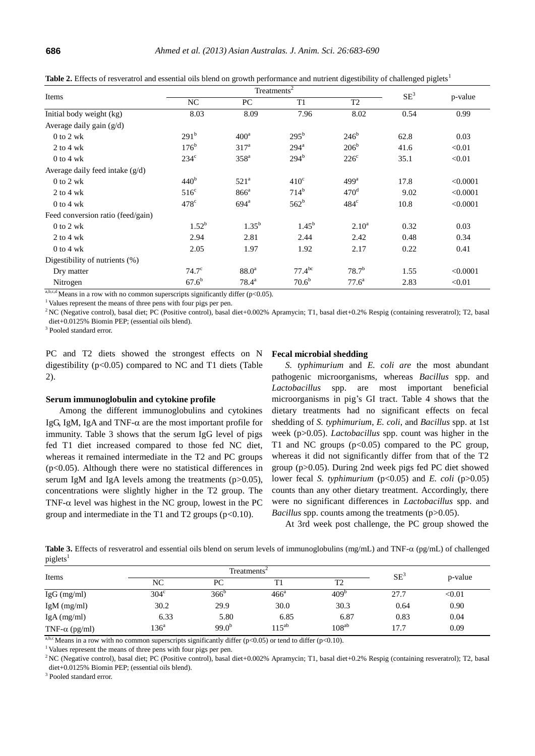**Table 2.** Effects of resveratrol and essential oils blend on growth performance and nutrient digestibility of challenged piglets[1]

| Items | Treatments[2] | | | | SE[3] | p-value |
|---|---|---|---|---|---|---|
| | NC | PC | T1 | T2 | | |
| Initial body weight (kg) | 8.03 | 8.09 | 7.96 | 8.02 | 0.54 | 0.99 |
| Average daily gain (g/d) | | | | | | |
| 0 to 2 wk | 291[b] | 400[a] | 295[b] | 246[b] | 62.8 | 0.03 |
| 2 to 4 wk | 176[b] | 317[a] | 294[a] | 206[b] | 41.6 | <0.01 |
| 0 to 4 wk | 234[c] | 358[a] | 294[b] | 226[c] | 35.1 | <0.01 |
| Average daily feed intake (g/d) | | | | | | |
| 0 to 2 wk | 440[b] | 521[a] | 410[c] | 499[a] | 17.8 | <0.0001 |
| 2 to 4 wk | 516[c] | 866[a] | 714[b] | 470[d] | 9.02 | <0.0001 |
| 0 to 4 wk | 478[c] | 694[a] | 562[b] | 484[c] | 10.8 | <0.0001 |
| Feed conversion ratio (feed/gain) | | | | | | |
| 0 to 2 wk | 1.52[b] | 1.35[b] | 1.45[b] | 2.10[a] | 0.32 | 0.03 |
| 2 to 4 wk | 2.94 | 2.81 | 2.44 | 2.42 | 0.48 | 0.34 |
| 0 to 4 wk | 2.05 | 1.97 | 1.92 | 2.17 | 0.22 | 0.41 |
| Digestibility of nutrients (%) | | | | | | |
| Dry matter | 74.7[c] | 88.0[a] | 77.4[bc] | 78.7[b] | 1.55 | <0.0001 |
| Nitrogen | 67.6[b] | 78.4[a] | 70.6[b] | 77.6[a] | 2.83 | <0.01 |

[a,b,c,d] Means in a row with no common superscripts significantly differ ($p<0.05$).

[1] Values represent the means of three pens with four pigs per pen.

[2] NC (Negative control), basal diet; PC (Positive control), basal diet+0.002% Apramycin; T1, basal diet+0.2% Respig (containing resveratrol); T2, basal diet+0.0125% Biomin PEP; (essential oils blend).

[3] Pooled standard error.

PC and T2 diets showed the strongest effects on N digestibility ($p<0.05$) compared to NC and T1 diets (Table 2).

**Serum immunoglobulin and cytokine profile**

Among the different immunoglobulins and cytokines IgG, IgM, IgA and TNF-$\alpha$ are the most important profile for immunity. Table 3 shows that the serum IgG level of pigs fed T1 diet increased compared to those fed NC diet, whereas it remained intermediate in the T2 and PC groups ($p<0.05$). Although there were no statistical differences in serum IgM and IgA levels among the treatments ($p>0.05$), concentrations were slightly higher in the T2 group. The TNF-$\alpha$ level was highest in the NC group, lowest in the PC group and intermediate in the T1 and T2 groups ($p<0.10$).

**Fecal microbial shedding**

*S. typhimurium* and *E. coli are* the most abundant pathogenic microorganisms, whereas *Bacillus* spp. and *Lactobacillus* spp. are most important beneficial microorganisms in pig's GI tract. Table 4 shows that the dietary treatments had no significant effects on fecal shedding of *S. typhimurium*, *E. coli*, and *Bacillus* spp. at 1st week ($p>0.05$). *Lactobacillus* spp. count was higher in the T1 and NC groups ($p<0.05$) compared to the PC group, whereas it did not significantly differ from that of the T2 group ($p>0.05$). During 2nd week pigs fed PC diet showed lower fecal *S. typhimurium* ($p<0.05$) and *E. coli* ($p>0.05$) counts than any other dietary treatment. Accordingly, there were no significant differences in *Lactobacillus* spp. and *Bacillus* spp. counts among the treatments ($p>0.05$).

At 3rd week post challenge, the PC group showed the

**Table 3.** Effects of resveratrol and essential oils blend on serum levels of immunoglobulins (mg/mL) and TNF-$\alpha$ (pg/mL) of challenged piglets[1]

| Items | Treatments[2] | | | | SE[3] | p-value |
|---|---|---|---|---|---|---|
| | NC | PC | T1 | T2 | | |
| IgG (mg/ml) | 304[c] | 366[b] | 466[a] | 409[b] | 27.7 | <0.01 |
| IgM (mg/ml) | 30.2 | 29.9 | 30.0 | 30.3 | 0.64 | 0.90 |
| IgA (mg/ml) | 6.33 | 5.80 | 6.85 | 6.87 | 0.83 | 0.04 |
| TNF-$\alpha$ (pg/ml) | 136[a] | 99.0[b] | 115[ab] | 108[ab] | 17.7 | 0.09 |

[a,b,c] Means in a row with no common superscripts significantly differ ($p<0.05$) or tend to differ ($p<0.10$).

[1] Values represent the means of three pens with four pigs per pen.

[2] NC (Negative control), basal diet; PC (Positive control), basal diet+0.002% Apramycin; T1, basal diet+0.2% Respig (containing resveratrol); T2, basal diet+0.0125% Biomin PEP; (essential oils blend).

[3] Pooled standard error.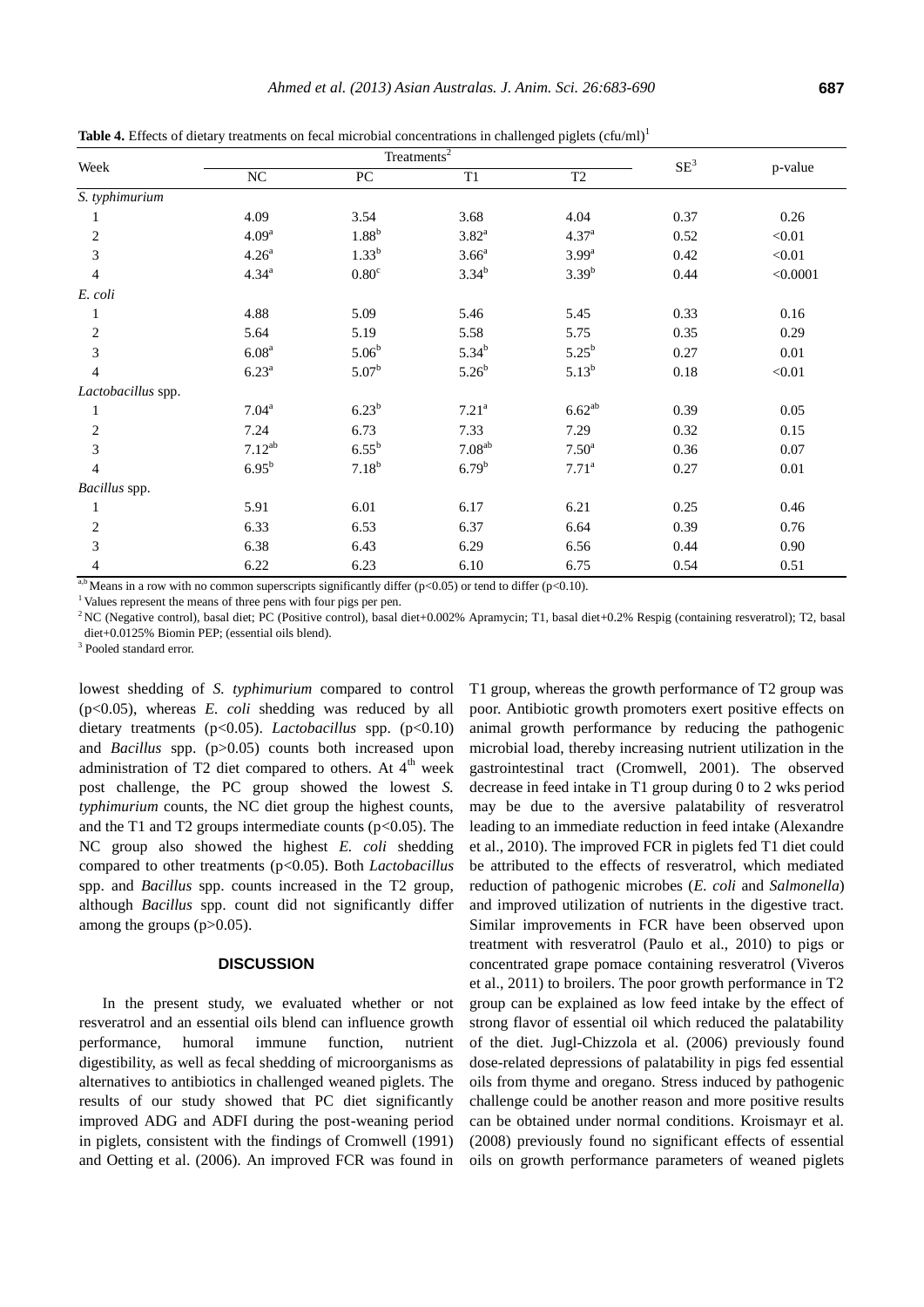**Table 4.** Effects of dietary treatments on fecal microbial concentrations in challenged piglets (cfu/ml)[1]

| Week | Treatments[2] | | | | SE[3] | p-value |
|---|---|---|---|---|---|---|
| | NC | PC | T1 | T2 | | |
| *S. typhimurium* | | | | | | |
| 1 | 4.09 | 3.54 | 3.68 | 4.04 | 0.37 | 0.26 |
| 2 | 4.09[a] | 1.88[b] | 3.82[a] | 4.37[a] | 0.52 | <0.01 |
| 3 | 4.26[a] | 1.33[b] | 3.66[a] | 3.99[a] | 0.42 | <0.01 |
| 4 | 4.34[a] | 0.80[c] | 3.34[b] | 3.39[b] | 0.44 | <0.0001 |
| *E. coli* | | | | | | |
| 1 | 4.88 | 5.09 | 5.46 | 5.45 | 0.33 | 0.16 |
| 2 | 5.64 | 5.19 | 5.58 | 5.75 | 0.35 | 0.29 |
| 3 | 6.08[a] | 5.06[b] | 5.34[b] | 5.25[b] | 0.27 | 0.01 |
| 4 | 6.23[a] | 5.07[b] | 5.26[b] | 5.13[b] | 0.18 | <0.01 |
| *Lactobacillus* spp. | | | | | | |
| 1 | 7.04[a] | 6.23[b] | 7.21[a] | 6.62[ab] | 0.39 | 0.05 |
| 2 | 7.24 | 6.73 | 7.33 | 7.29 | 0.32 | 0.15 |
| 3 | 7.12[ab] | 6.55[b] | 7.08[ab] | 7.50[a] | 0.36 | 0.07 |
| 4 | 6.95[b] | 7.18[b] | 6.79[b] | 7.71[a] | 0.27 | 0.01 |
| *Bacillus* spp. | | | | | | |
| 1 | 5.91 | 6.01 | 6.17 | 6.21 | 0.25 | 0.46 |
| 2 | 6.33 | 6.53 | 6.37 | 6.64 | 0.39 | 0.76 |
| 3 | 6.38 | 6.43 | 6.29 | 6.56 | 0.44 | 0.90 |
| 4 | 6.22 | 6.23 | 6.10 | 6.75 | 0.54 | 0.51 |

[a,b] Means in a row with no common superscripts significantly differ ($p<0.05$) or tend to differ ($p<0.10$).

[1] Values represent the means of three pens with four pigs per pen.

[2] NC (Negative control), basal diet; PC (Positive control), basal diet+0.002% Apramycin; T1, basal diet+0.2% Respig (containing resveratrol); T2, basal diet+0.0125% Biomin PEP; (essential oils blend).

[3] Pooled standard error.

lowest shedding of *S. typhimurium* compared to control ($p<0.05$), whereas *E. coli* shedding was reduced by all dietary treatments ($p<0.05$). *Lactobacillus* spp. ($p<0.10$) and *Bacillus* spp. ($p>0.05$) counts both increased upon administration of T2 diet compared to others. At 4[th] week post challenge, the PC group showed the lowest *S. typhimurium* counts, the NC diet group the highest counts, and the T1 and T2 groups intermediate counts ($p<0.05$). The NC group also showed the highest *E. coli* shedding compared to other treatments ($p<0.05$). Both *Lactobacillus* spp. and *Bacillus* spp. counts increased in the T2 group, although *Bacillus* spp. count did not significantly differ among the groups ($p>0.05$).

## DISCUSSION

In the present study, we evaluated whether or not resveratrol and an essential oils blend can influence growth performance, humoral immune function, nutrient digestibility, as well as fecal shedding of microorganisms as alternatives to antibiotics in challenged weaned piglets. The results of our study showed that PC diet significantly improved ADG and ADFI during the post-weaning period in piglets, consistent with the findings of Cromwell (1991) and Oetting et al. (2006). An improved FCR was found in T1 group, whereas the growth performance of T2 group was poor. Antibiotic growth promoters exert positive effects on animal growth performance by reducing the pathogenic microbial load, thereby increasing nutrient utilization in the gastrointestinal tract (Cromwell, 2001). The observed decrease in feed intake in T1 group during 0 to 2 wks period may be due to the aversive palatability of resveratrol leading to an immediate reduction in feed intake (Alexandre et al., 2010). The improved FCR in piglets fed T1 diet could be attributed to the effects of resveratrol, which mediated reduction of pathogenic microbes (*E. coli* and *Salmonella*) and improved utilization of nutrients in the digestive tract. Similar improvements in FCR have been observed upon treatment with resveratrol (Paulo et al., 2010) to pigs or concentrated grape pomace containing resveratrol (Viveros et al., 2011) to broilers. The poor growth performance in T2 group can be explained as low feed intake by the effect of strong flavor of essential oil which reduced the palatability of the diet. Jugl-Chizzola et al. (2006) previously found dose-related depressions of palatability in pigs fed essential oils from thyme and oregano. Stress induced by pathogenic challenge could be another reason and more positive results can be obtained under normal conditions. Kroismayr et al. (2008) previously found no significant effects of essential oils on growth performance parameters of weaned piglets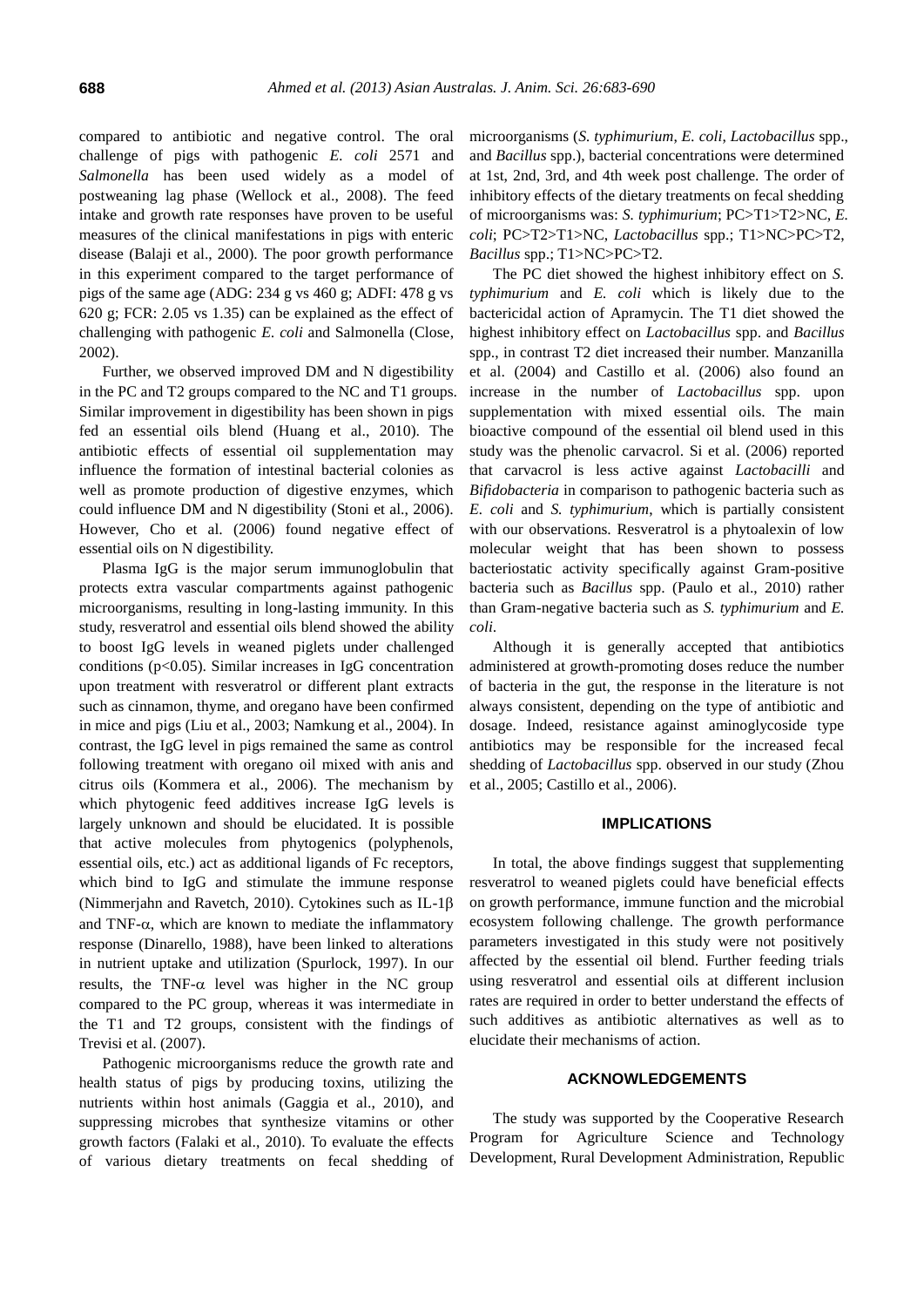compared to antibiotic and negative control. The oral challenge of pigs with pathogenic *E. coli* 2571 and *Salmonella* has been used widely as a model of postweaning lag phase (Wellock et al., 2008). The feed intake and growth rate responses have proven to be useful measures of the clinical manifestations in pigs with enteric disease (Balaji et al., 2000). The poor growth performance in this experiment compared to the target performance of pigs of the same age (ADG: 234 g vs 460 g; ADFI: 478 g vs 620 g; FCR: 2.05 vs 1.35) can be explained as the effect of challenging with pathogenic *E. coli* and Salmonella (Close, 2002).

Further, we observed improved DM and N digestibility in the PC and T2 groups compared to the NC and T1 groups. Similar improvement in digestibility has been shown in pigs fed an essential oils blend (Huang et al., 2010). The antibiotic effects of essential oil supplementation may influence the formation of intestinal bacterial colonies as well as promote production of digestive enzymes, which could influence DM and N digestibility (Stoni et al., 2006). However, Cho et al. (2006) found negative effect of essential oils on N digestibility.

Plasma IgG is the major serum immunoglobulin that protects extra vascular compartments against pathogenic microorganisms, resulting in long-lasting immunity. In this study, resveratrol and essential oils blend showed the ability to boost IgG levels in weaned piglets under challenged conditions ($p<0.05$). Similar increases in IgG concentration upon treatment with resveratrol or different plant extracts such as cinnamon, thyme, and oregano have been confirmed in mice and pigs (Liu et al., 2003; Namkung et al., 2004). In contrast, the IgG level in pigs remained the same as control following treatment with oregano oil mixed with anis and citrus oils (Kommera et al., 2006). The mechanism by which phytogenic feed additives increase IgG levels is largely unknown and should be elucidated. It is possible that active molecules from phytogenics (polyphenols, essential oils, etc.) act as additional ligands of Fc receptors, which bind to IgG and stimulate the immune response (Nimmerjahn and Ravetch, 2010). Cytokines such as IL-1$\beta$ and TNF-$\alpha$, which are known to mediate the inflammatory response (Dinarello, 1988), have been linked to alterations in nutrient uptake and utilization (Spurlock, 1997). In our results, the TNF-$\alpha$ level was higher in the NC group compared to the PC group, whereas it was intermediate in the T1 and T2 groups, consistent with the findings of Trevisi et al. (2007).

Pathogenic microorganisms reduce the growth rate and health status of pigs by producing toxins, utilizing the nutrients within host animals (Gaggia et al., 2010), and suppressing microbes that synthesize vitamins or other growth factors (Falaki et al., 2010). To evaluate the effects of various dietary treatments on fecal shedding of microorganisms (*S. typhimurium*, *E. coli*, *Lactobacillus* spp., and *Bacillus* spp.), bacterial concentrations were determined at 1st, 2nd, 3rd, and 4th week post challenge. The order of inhibitory effects of the dietary treatments on fecal shedding of microorganisms was: *S. typhimurium*; PC>T1>T2>NC, *E. coli*; PC>T2>T1>NC, *Lactobacillus* spp.; T1>NC>PC>T2, *Bacillus* spp.; T1>NC>PC>T2.

The PC diet showed the highest inhibitory effect on *S. typhimurium* and *E. coli* which is likely due to the bactericidal action of Apramycin. The T1 diet showed the highest inhibitory effect on *Lactobacillus* spp. and *Bacillus* spp., in contrast T2 diet increased their number. Manzanilla et al. (2004) and Castillo et al. (2006) also found an increase in the number of *Lactobacillus* spp. upon supplementation with mixed essential oils. The main bioactive compound of the essential oil blend used in this study was the phenolic carvacrol. Si et al. (2006) reported that carvacrol is less active against *Lactobacilli* and *Bifidobacteria* in comparison to pathogenic bacteria such as *E. coli* and *S. typhimurium*, which is partially consistent with our observations. Resveratrol is a phytoalexin of low molecular weight that has been shown to possess bacteriostatic activity specifically against Gram-positive bacteria such as *Bacillus* spp. (Paulo et al., 2010) rather than Gram-negative bacteria such as *S. typhimurium* and *E. coli*.

Although it is generally accepted that antibiotics administered at growth-promoting doses reduce the number of bacteria in the gut, the response in the literature is not always consistent, depending on the type of antibiotic and dosage. Indeed, resistance against aminoglycoside type antibiotics may be responsible for the increased fecal shedding of *Lactobacillus* spp. observed in our study (Zhou et al., 2005; Castillo et al., 2006).

## IMPLICATIONS

In total, the above findings suggest that supplementing resveratrol to weaned piglets could have beneficial effects on growth performance, immune function and the microbial ecosystem following challenge. The growth performance parameters investigated in this study were not positively affected by the essential oil blend. Further feeding trials using resveratrol and essential oils at different inclusion rates are required in order to better understand the effects of such additives as antibiotic alternatives as well as to elucidate their mechanisms of action.

## ACKNOWLEDGEMENTS

The study was supported by the Cooperative Research Program for Agriculture Science and Technology Development, Rural Development Administration, Republic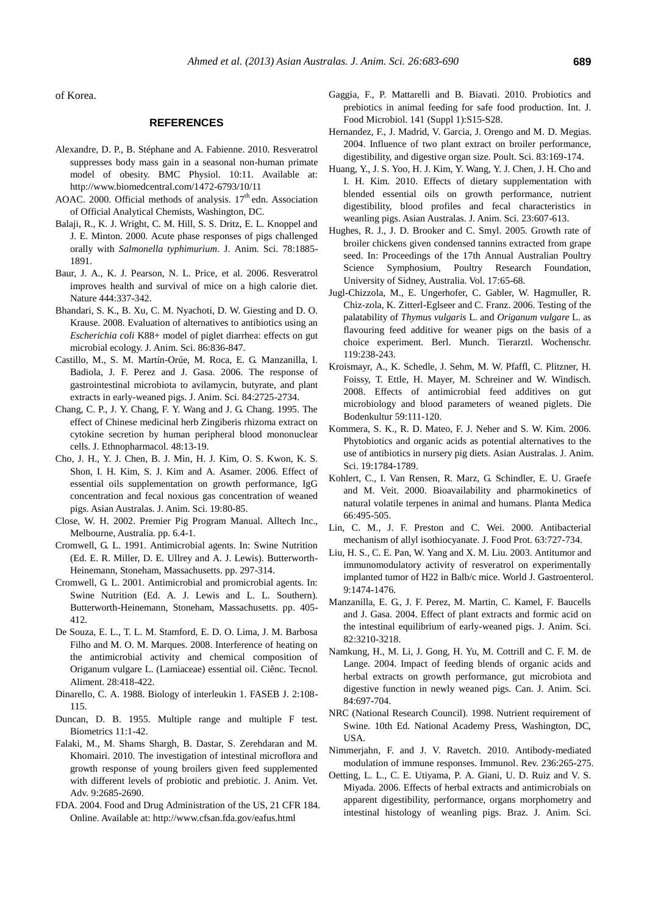of Korea.

## REFERENCES

Alexandre, D. P., B. Stéphane and A. Fabienne. 2010. Resveratrol suppresses body mass gain in a seasonal non-human primate model of obesity. BMC Physiol. 10:11. Available at: http://www.biomedcentral.com/1472-6793/10/11

AOAC. 2000. Official methods of analysis. 17th edn. Association of Official Analytical Chemists, Washington, DC.

Balaji, R., K. J. Wright, C. M. Hill, S. S. Dritz, E. L. Knoppel and J. E. Minton. 2000. Acute phase responses of pigs challenged orally with *Salmonella typhimurium*. J. Anim. Sci. 78:1885-1891.

Baur, J. A., K. J. Pearson, N. L. Price, et al. 2006. Resveratrol improves health and survival of mice on a high calorie diet. Nature 444:337-342.

Bhandari, S. K., B. Xu, C. M. Nyachoti, D. W. Giesting and D. O. Krause. 2008. Evaluation of alternatives to antibiotics using an *Escherichia coli* K88+ model of piglet diarrhea: effects on gut microbial ecology. J. Anim. Sci. 86:836-847.

Castillo, M., S. M. Martín-Orúe, M. Roca, E. G. Manzanilla, I. Badiola, J. F. Perez and J. Gasa. 2006. The response of gastrointestinal microbiota to avilamycin, butyrate, and plant extracts in early-weaned pigs. J. Anim. Sci. 84:2725-2734.

Chang, C. P., J. Y. Chang, F. Y. Wang and J. G. Chang. 1995. The effect of Chinese medicinal herb Zingiberis rhizoma extract on cytokine secretion by human peripheral blood mononuclear cells. J. Ethnopharmacol. 48:13-19.

Cho, J. H., Y. J. Chen, B. J. Min, H. J. Kim, O. S. Kwon, K. S. Shon, I. H. Kim, S. J. Kim and A. Asamer. 2006. Effect of essential oils supplementation on growth performance, IgG concentration and fecal noxious gas concentration of weaned pigs. Asian Australas. J. Anim. Sci. 19:80-85.

Close, W. H. 2002. Premier Pig Program Manual. Alltech Inc., Melbourne, Australia. pp. 6.4-1.

Cromwell, G. L. 1991. Antimicrobial agents. In: Swine Nutrition (Ed. E. R. Miller, D. E. Ullrey and A. J. Lewis). Butterworth-Heinemann, Stoneham, Massachusetts. pp. 297-314.

Cromwell, G. L. 2001. Antimicrobial and promicrobial agents. In: Swine Nutrition (Ed. A. J. Lewis and L. L. Southern). Butterworth-Heinemann, Stoneham, Massachusetts. pp. 405-412.

De Souza, E. L., T. L. M. Stamford, E. D. O. Lima, J. M. Barbosa Filho and M. O. M. Marques. 2008. Interference of heating on the antimicrobial activity and chemical composition of Origanum vulgare L. (Lamiaceae) essential oil. Ciênc. Tecnol. Aliment. 28:418-422.

Dinarello, C. A. 1988. Biology of interleukin 1. FASEB J. 2:108-115.

Duncan, D. B. 1955. Multiple range and multiple F test. Biometrics 11:1-42.

Falaki, M., M. Shams Shargh, B. Dastar, S. Zerehdaran and M. Khomairi. 2010. The investigation of intestinal microflora and growth response of young broilers given feed supplemented with different levels of probiotic and prebiotic. J. Anim. Vet. Adv. 9:2685-2690.

FDA. 2004. Food and Drug Administration of the US, 21 CFR 184. Online. Available at: http://www.cfsan.fda.gov/eafus.html

Gaggia, F., P. Mattarelli and B. Biavati. 2010. Probiotics and prebiotics in animal feeding for safe food production. Int. J. Food Microbiol. 141 (Suppl 1):S15-S28.

Hernandez, F., J. Madrid, V. Garcia, J. Orengo and M. D. Megias. 2004. Influence of two plant extract on broiler performance, digestibility, and digestive organ size. Poult. Sci. 83:169-174.

Huang, Y., J. S. Yoo, H. J. Kim, Y. Wang, Y. J. Chen, J. H. Cho and I. H. Kim. 2010. Effects of dietary supplementation with blended essential oils on growth performance, nutrient digestibility, blood profiles and fecal characteristics in weanling pigs. Asian Australas. J. Anim. Sci. 23:607-613.

Hughes, R. J., J. D. Brooker and C. Smyl. 2005. Growth rate of broiler chickens given condensed tannins extracted from grape seed. In: Proceedings of the 17th Annual Australian Poultry Science Symphosium, Poultry Research Foundation, University of Sydney, Australia. Vol. 17:65-68.

Jugl-Chizzola, M., E. Ungerhofer, C. Gabler, W. Hagmuller, R. Chiz-zola, K. Zitterl-Eglseer and C. Franz. 2006. Testing of the palatability of *Thymus vulgaris* L. and *Origanum vulgare* L. as flavouring feed additive for weaner pigs on the basis of a choice experiment. Berl. Munch. Tierarztl. Wochenschr. 119:238-243.

Kroismayr, A., K. Schedle, J. Sehm, M. W. Pfaffl, C. Plitzner, H. Foissy, T. Ettle, H. Mayer, M. Schreiner and W. Windisch. 2008. Effects of antimicrobial feed additives on gut microbiology and blood parameters of weaned piglets. Die Bodenkultur 59:111-120.

Kommera, S. K., R. D. Mateo, F. J. Neher and S. W. Kim. 2006. Phytobiotics and organic acids as potential alternatives to the use of antibiotics in nursery pig diets. Asian Australas. J. Anim. Sci. 19:1784-1789.

Kohlert, C., I. Van Rensen, R. Marz, G. Schindler, E. U. Graefe and M. Veit. 2000. Bioavailability and pharmokinetics of natural volatile terpenes in animal and humans. Planta Medica 66:495-505.

Lin, C. M., J. F. Preston and C. Wei. 2000. Antibacterial mechanism of allyl isothiocyanate. J. Food Prot. 63:727-734.

Liu, H. S., C. E. Pan, W. Yang and X. M. Liu. 2003. Antitumor and immunomodulatory activity of resveratrol on experimentally implanted tumor of H22 in Balb/c mice. World J. Gastroenterol. 9:1474-1476.

Manzanilla, E. G., J. F. Perez, M. Martin, C. Kamel, F. Baucells and J. Gasa. 2004. Effect of plant extracts and formic acid on the intestinal equilibrium of early-weaned pigs. J. Anim. Sci. 82:3210-3218.

Namkung, H., M. Li, J. Gong, H. Yu, M. Cottrill and C. F. M. de Lange. 2004. Impact of feeding blends of organic acids and herbal extracts on growth performance, gut microbiota and digestive function in newly weaned pigs. Can. J. Anim. Sci. 84:697-704.

NRC (National Research Council). 1998. Nutrient requirement of Swine. 10th Ed. National Academy Press, Washington, DC, USA.

Nimmerjahn, F. and J. V. Ravetch. 2010. Antibody-mediated modulation of immune responses. Immunol. Rev. 236:265-275.

Oetting, L. L., C. E. Utiyama, P. A. Giani, U. D. Ruiz and V. S. Miyada. 2006. Effects of herbal extracts and antimicrobials on apparent digestibility, performance, organs morphometry and intestinal histology of weanling pigs. Braz. J. Anim. Sci.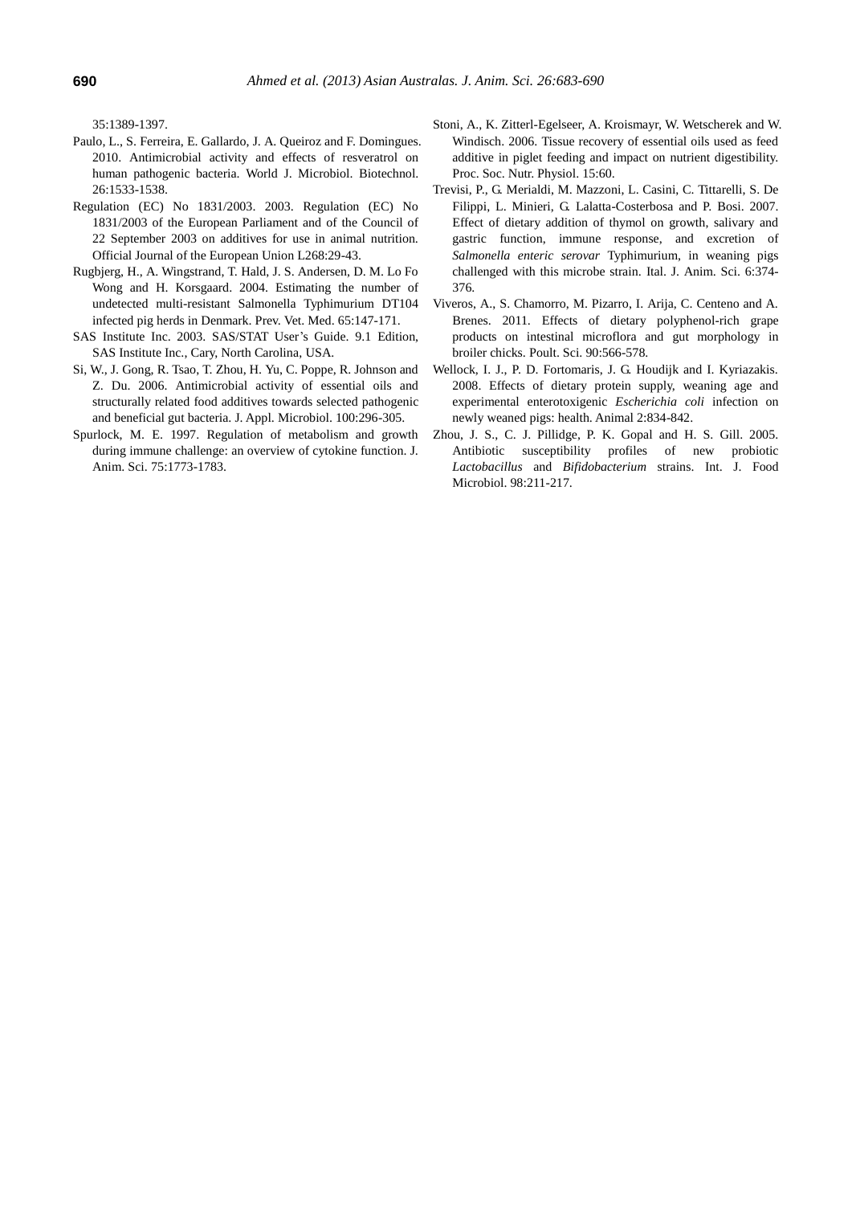35:1389-1397.

Paulo, L., S. Ferreira, E. Gallardo, J. A. Queiroz and F. Domingues. 2010. Antimicrobial activity and effects of resveratrol on human pathogenic bacteria. World J. Microbiol. Biotechnol. 26:1533-1538.

Regulation (EC) No 1831/2003. 2003. Regulation (EC) No 1831/2003 of the European Parliament and of the Council of 22 September 2003 on additives for use in animal nutrition. Official Journal of the European Union L268:29-43.

Rugbjerg, H., A. Wingstrand, T. Hald, J. S. Andersen, D. M. Lo Fo Wong and H. Korsgaard. 2004. Estimating the number of undetected multi-resistant Salmonella Typhimurium DT104 infected pig herds in Denmark. Prev. Vet. Med. 65:147-171.

SAS Institute Inc. 2003. SAS/STAT User's Guide. 9.1 Edition, SAS Institute Inc., Cary, North Carolina, USA.

Si, W., J. Gong, R. Tsao, T. Zhou, H. Yu, C. Poppe, R. Johnson and Z. Du. 2006. Antimicrobial activity of essential oils and structurally related food additives towards selected pathogenic and beneficial gut bacteria. J. Appl. Microbiol. 100:296-305.

Spurlock, M. E. 1997. Regulation of metabolism and growth during immune challenge: an overview of cytokine function. J. Anim. Sci. 75:1773-1783.

Stoni, A., K. Zitterl-Egelseer, A. Kroismayr, W. Wetscherek and W. Windisch. 2006. Tissue recovery of essential oils used as feed additive in piglet feeding and impact on nutrient digestibility. Proc. Soc. Nutr. Physiol. 15:60.

Trevisi, P., G. Merialdi, M. Mazzoni, L. Casini, C. Tittarelli, S. De Filippi, L. Minieri, G. Lalatta-Costerbosa and P. Bosi. 2007. Effect of dietary addition of thymol on growth, salivary and gastric function, immune response, and excretion of *Salmonella enteric serovar* Typhimurium, in weaning pigs challenged with this microbe strain. Ital. J. Anim. Sci. 6:374-376.

Viveros, A., S. Chamorro, M. Pizarro, I. Arija, C. Centeno and A. Brenes. 2011. Effects of dietary polyphenol-rich grape products on intestinal microflora and gut morphology in broiler chicks. Poult. Sci. 90:566-578.

Wellock, I. J., P. D. Fortomaris, J. G. Houdijk and I. Kyriazakis. 2008. Effects of dietary protein supply, weaning age and experimental enterotoxigenic *Escherichia coli* infection on newly weaned pigs: health. Animal 2:834-842.

Zhou, J. S., C. J. Pillidge, P. K. Gopal and H. S. Gill. 2005. Antibiotic susceptibility profiles of new probiotic *Lactobacillus* and *Bifidobacterium* strains. Int. J. Food Microbiol. 98:211-217.